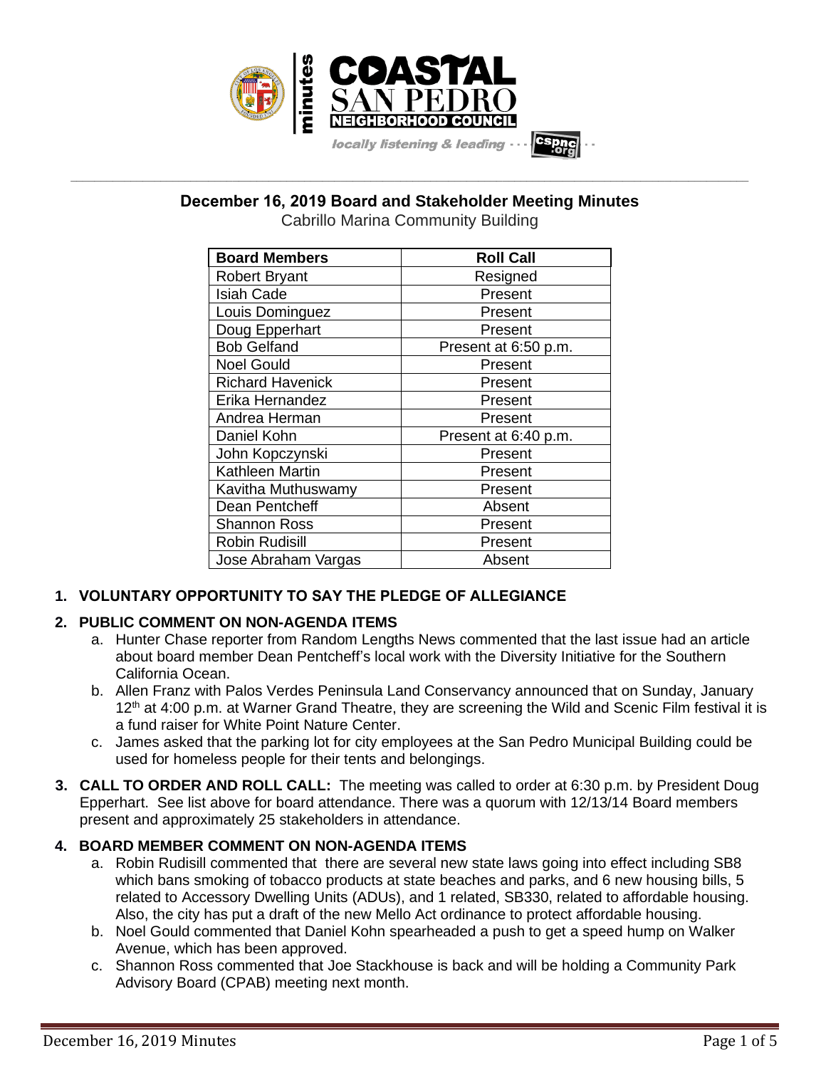# December 16, 2019 Board and Stakeholder Meeting Minutes

Cabrillo Marina Community Building

| Board Members | Roll Call |
| --- | --- |
| Robert Bryant | Resigned |
| Isiah Cade | Present |
| Louis Dominguez | Present |
| Doug Epperhart | Present |
| Bob Gelfand | Present at 6:50 p.m. |
| Noel Gould | Present |
| Richard Havenick | Present |
| Erika Hernandez | Present |
| Andrea Herman | Present |
| Daniel Kohn | Present at 6:40 p.m. |
| John Kopczynski | Present |
| Kathleen Martin | Present |
| Kavitha Muthuswamy | Present |
| Dean Pentcheff | Absent |
| Shannon Ross | Present |
| Robin Rudisill | Present |
| Jose Abraham Vargas | Absent |

**1. VOLUNTARY OPPORTUNITY TO SAY THE PLEDGE OF ALLEGIANCE**

**2. PUBLIC COMMENT ON NON-AGENDA ITEMS**

a. Hunter Chase reporter from Random Lengths News commented that the last issue had an article about board member Dean Pentcheff's local work with the Diversity Initiative for the Southern California Ocean.

b. Allen Franz with Palos Verdes Peninsula Land Conservancy announced that on Sunday, January 12th at 4:00 p.m. at Warner Grand Theatre, they are screening the Wild and Scenic Film festival it is a fund raiser for White Point Nature Center.

c. James asked that the parking lot for city employees at the San Pedro Municipal Building could be used for homeless people for their tents and belongings.

**3. CALL TO ORDER AND ROLL CALL:** The meeting was called to order at 6:30 p.m. by President Doug Epperhart. See list above for board attendance. There was a quorum with 12/13/14 Board members present and approximately 25 stakeholders in attendance.

**4. BOARD MEMBER COMMENT ON NON-AGENDA ITEMS**

a. Robin Rudisill commented that there are several new state laws going into effect including SB8 which bans smoking of tobacco products at state beaches and parks, and 6 new housing bills, 5 related to Accessory Dwelling Units (ADUs), and 1 related, SB330, related to affordable housing. Also, the city has put a draft of the new Mello Act ordinance to protect affordable housing.

b. Noel Gould commented that Daniel Kohn spearheaded a push to get a speed hump on Walker Avenue, which has been approved.

c. Shannon Ross commented that Joe Stackhouse is back and will be holding a Community Park Advisory Board (CPAB) meeting next month.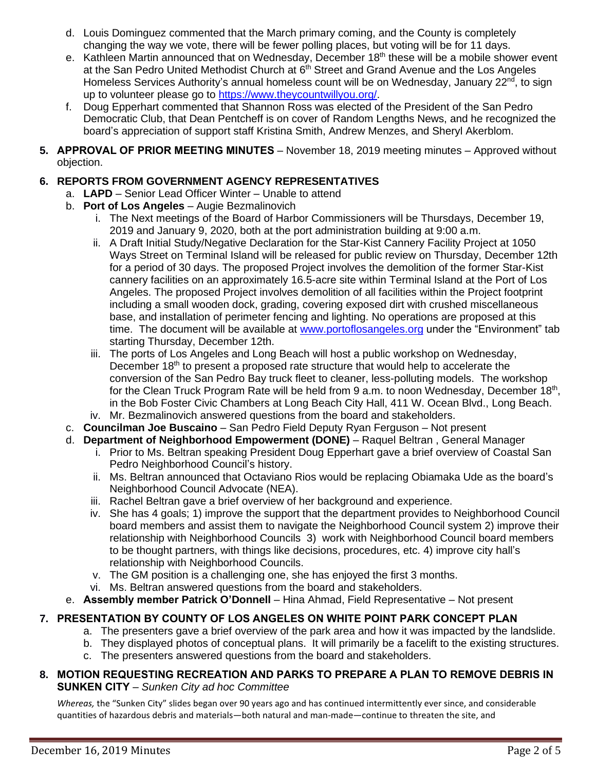d. Louis Dominguez commented that the March primary coming, and the County is completely changing the way we vote, there will be fewer polling places, but voting will be for 11 days.

e. Kathleen Martin announced that on Wednesday, December 18th these will be a mobile shower event at the San Pedro United Methodist Church at 6th Street and Grand Avenue and the Los Angeles Homeless Services Authority's annual homeless count will be on Wednesday, January 22nd, to sign up to volunteer please go to https://www.theycountwillyou.org/.

f. Doug Epperhart commented that Shannon Ross was elected of the President of the San Pedro Democratic Club, that Dean Pentcheff is on cover of Random Lengths News, and he recognized the board's appreciation of support staff Kristina Smith, Andrew Menzes, and Sheryl Akerblom.

**5. APPROVAL OF PRIOR MEETING MINUTES** – November 18, 2019 meeting minutes – Approved without objection.

**6. REPORTS FROM GOVERNMENT AGENCY REPRESENTATIVES**

a. **LAPD** – Senior Lead Officer Winter – Unable to attend

b. **Port of Los Angeles** – Augie Bezmalinovich

   i. The Next meetings of the Board of Harbor Commissioners will be Thursdays, December 19, 2019 and January 9, 2020, both at the port administration building at 9:00 a.m.

   ii. A Draft Initial Study/Negative Declaration for the Star-Kist Cannery Facility Project at 1050 Ways Street on Terminal Island will be released for public review on Thursday, December 12th for a period of 30 days. The proposed Project involves the demolition of the former Star-Kist cannery facilities on an approximately 16.5-acre site within Terminal Island at the Port of Los Angeles. The proposed Project involves demolition of all facilities within the Project footprint including a small wooden dock, grading, covering exposed dirt with crushed miscellaneous base, and installation of perimeter fencing and lighting. No operations are proposed at this time. The document will be available at www.portoflosangeles.org under the "Environment" tab starting Thursday, December 12th.

   iii. The ports of Los Angeles and Long Beach will host a public workshop on Wednesday, December 18th to present a proposed rate structure that would help to accelerate the conversion of the San Pedro Bay truck fleet to cleaner, less-polluting models. The workshop for the Clean Truck Program Rate will be held from 9 a.m. to noon Wednesday, December 18th, in the Bob Foster Civic Chambers at Long Beach City Hall, 411 W. Ocean Blvd., Long Beach.

   iv. Mr. Bezmalinovich answered questions from the board and stakeholders.

c. **Councilman Joe Buscaino** – San Pedro Field Deputy Ryan Ferguson – Not present

d. **Department of Neighborhood Empowerment (DONE)** – Raquel Beltran , General Manager

   i. Prior to Ms. Beltran speaking President Doug Epperhart gave a brief overview of Coastal San Pedro Neighborhood Council's history.

   ii. Ms. Beltran announced that Octaviano Rios would be replacing Obiamaka Ude as the board's Neighborhood Council Advocate (NEA).

   iii. Rachel Beltran gave a brief overview of her background and experience.

   iv. She has 4 goals; 1) improve the support that the department provides to Neighborhood Council board members and assist them to navigate the Neighborhood Council system 2) improve their relationship with Neighborhood Councils 3) work with Neighborhood Council board members to be thought partners, with things like decisions, procedures, etc. 4) improve city hall's relationship with Neighborhood Councils.

   v. The GM position is a challenging one, she has enjoyed the first 3 months.

   vi. Ms. Beltran answered questions from the board and stakeholders.

e. **Assembly member Patrick O'Donnell** – Hina Ahmad, Field Representative – Not present

**7. PRESENTATION BY COUNTY OF LOS ANGELES ON WHITE POINT PARK CONCEPT PLAN**

a. The presenters gave a brief overview of the park area and how it was impacted by the landslide.

b. They displayed photos of conceptual plans. It will primarily be a facelift to the existing structures.

c. The presenters answered questions from the board and stakeholders.

**8. MOTION REQUESTING RECREATION AND PARKS TO PREPARE A PLAN TO REMOVE DEBRIS IN SUNKEN CITY** – *Sunken City ad hoc Committee*

*Whereas,* the "Sunken City" slides began over 90 years ago and has continued intermittently ever since, and considerable quantities of hazardous debris and materials—both natural and man-made—continue to threaten the site, and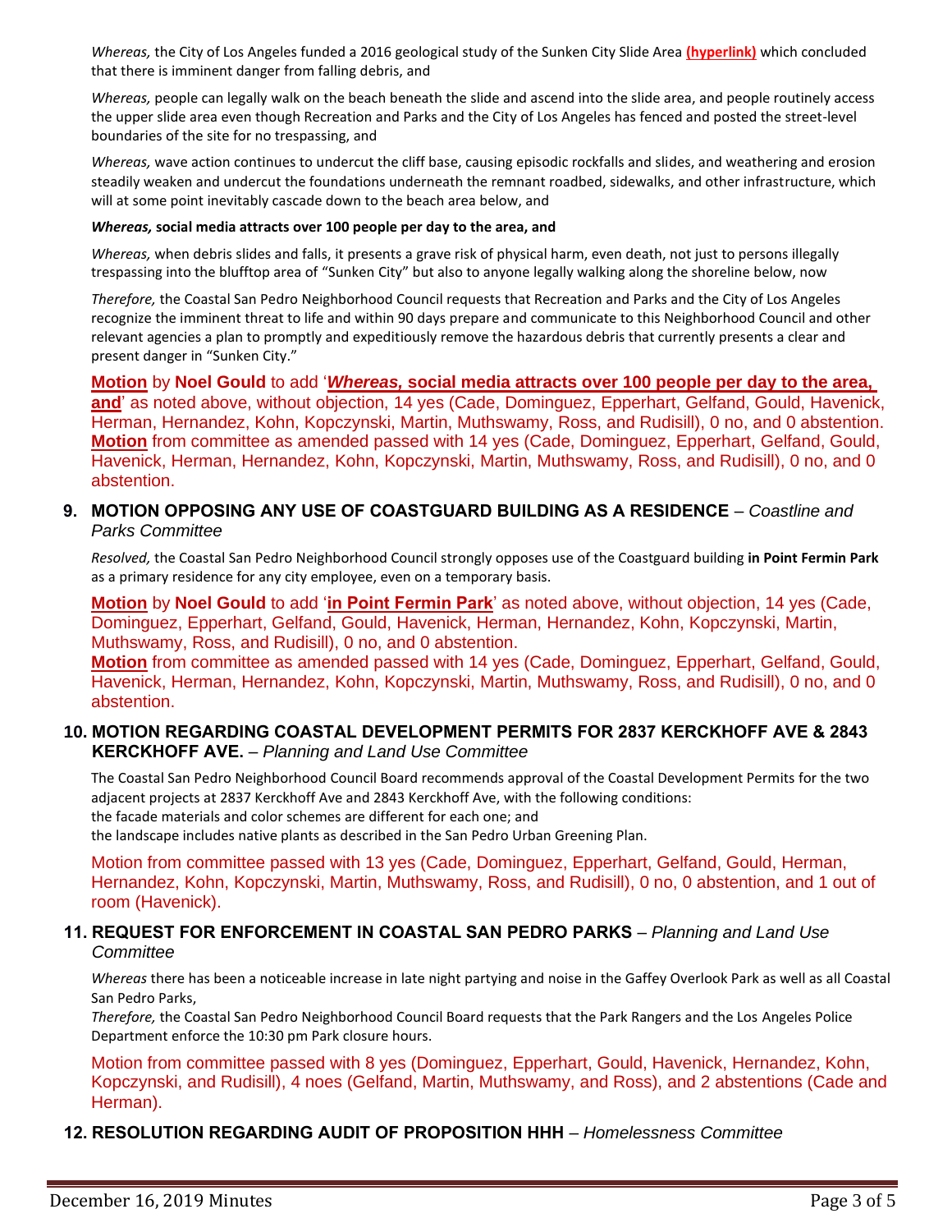*Whereas,* the City of Los Angeles funded a 2016 geological study of the Sunken City Slide Area **(hyperlink)** which concluded that there is imminent danger from falling debris, and

*Whereas,* people can legally walk on the beach beneath the slide and ascend into the slide area, and people routinely access the upper slide area even though Recreation and Parks and the City of Los Angeles has fenced and posted the street-level boundaries of the site for no trespassing, and

*Whereas,* wave action continues to undercut the cliff base, causing episodic rockfalls and slides, and weathering and erosion steadily weaken and undercut the foundations underneath the remnant roadbed, sidewalks, and other infrastructure, which will at some point inevitably cascade down to the beach area below, and

***Whereas,* social media attracts over 100 people per day to the area, and**

*Whereas,* when debris slides and falls, it presents a grave risk of physical harm, even death, not just to persons illegally trespassing into the blufftop area of "Sunken City" but also to anyone legally walking along the shoreline below, now

*Therefore,* the Coastal San Pedro Neighborhood Council requests that Recreation and Parks and the City of Los Angeles recognize the imminent threat to life and within 90 days prepare and communicate to this Neighborhood Council and other relevant agencies a plan to promptly and expeditiously remove the hazardous debris that currently presents a clear and present danger in "Sunken City."

**Motion** by **Noel Gould** to add '***Whereas,* social media attracts over 100 people per day to the area, and**' as noted above, without objection, 14 yes (Cade, Dominguez, Epperhart, Gelfand, Gould, Havenick, Herman, Hernandez, Kohn, Kopczynski, Martin, Muthswamy, Ross, and Rudisill), 0 no, and 0 abstention.
**Motion** from committee as amended passed with 14 yes (Cade, Dominguez, Epperhart, Gelfand, Gould, Havenick, Herman, Hernandez, Kohn, Kopczynski, Martin, Muthswamy, Ross, and Rudisill), 0 no, and 0 abstention.

### 9. MOTION OPPOSING ANY USE OF COASTGUARD BUILDING AS A RESIDENCE – *Coastline and Parks Committee*

*Resolved,* the Coastal San Pedro Neighborhood Council strongly opposes use of the Coastguard building **in Point Fermin Park** as a primary residence for any city employee, even on a temporary basis.

**Motion** by **Noel Gould** to add '**in Point Fermin Park**' as noted above, without objection, 14 yes (Cade, Dominguez, Epperhart, Gelfand, Gould, Havenick, Herman, Hernandez, Kohn, Kopczynski, Martin, Muthswamy, Ross, and Rudisill), 0 no, and 0 abstention.
**Motion** from committee as amended passed with 14 yes (Cade, Dominguez, Epperhart, Gelfand, Gould, Havenick, Herman, Hernandez, Kohn, Kopczynski, Martin, Muthswamy, Ross, and Rudisill), 0 no, and 0 abstention.

### 10. MOTION REGARDING COASTAL DEVELOPMENT PERMITS FOR 2837 KERCKHOFF AVE & 2843 KERCKHOFF AVE. – *Planning and Land Use Committee*

The Coastal San Pedro Neighborhood Council Board recommends approval of the Coastal Development Permits for the two adjacent projects at 2837 Kerckhoff Ave and 2843 Kerckhoff Ave, with the following conditions:
the facade materials and color schemes are different for each one; and
the landscape includes native plants as described in the San Pedro Urban Greening Plan.

Motion from committee passed with 13 yes (Cade, Dominguez, Epperhart, Gelfand, Gould, Herman, Hernandez, Kohn, Kopczynski, Martin, Muthswamy, Ross, and Rudisill), 0 no, 0 abstention, and 1 out of room (Havenick).

### 11. REQUEST FOR ENFORCEMENT IN COASTAL SAN PEDRO PARKS – *Planning and Land Use Committee*

*Whereas* there has been a noticeable increase in late night partying and noise in the Gaffey Overlook Park as well as all Coastal San Pedro Parks,
*Therefore,* the Coastal San Pedro Neighborhood Council Board requests that the Park Rangers and the Los Angeles Police Department enforce the 10:30 pm Park closure hours.

Motion from committee passed with 8 yes (Dominguez, Epperhart, Gould, Havenick, Hernandez, Kohn, Kopczynski, and Rudisill), 4 noes (Gelfand, Martin, Muthswamy, and Ross), and 2 abstentions (Cade and Herman).

### 12. RESOLUTION REGARDING AUDIT OF PROPOSITION HHH – *Homelessness Committee*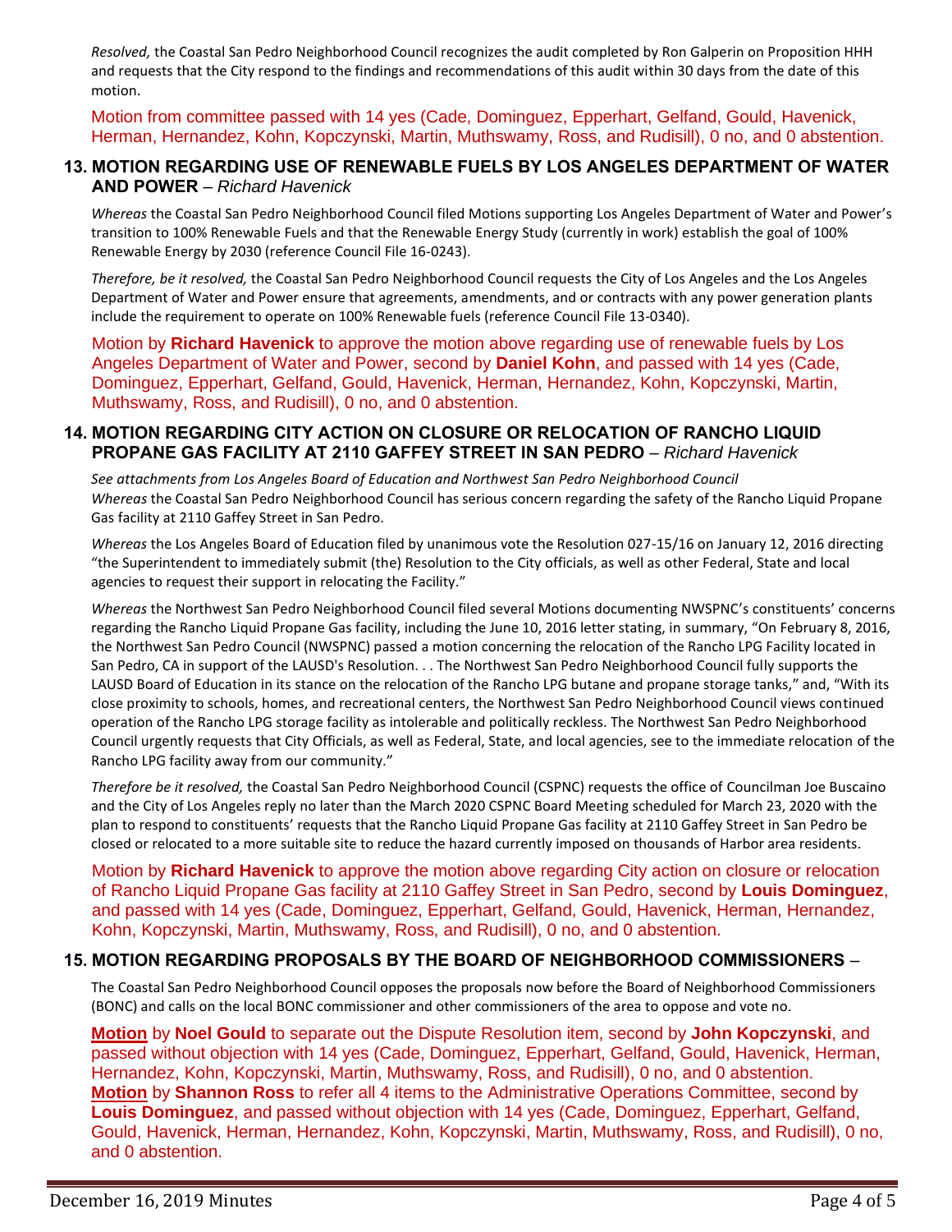*Resolved,* the Coastal San Pedro Neighborhood Council recognizes the audit completed by Ron Galperin on Proposition HHH and requests that the City respond to the findings and recommendations of this audit within 30 days from the date of this motion.

Motion from committee passed with 14 yes (Cade, Dominguez, Epperhart, Gelfand, Gould, Havenick, Herman, Hernandez, Kohn, Kopczynski, Martin, Muthswamy, Ross, and Rudisill), 0 no, and 0 abstention.

## 13. MOTION REGARDING USE OF RENEWABLE FUELS BY LOS ANGELES DEPARTMENT OF WATER AND POWER – *Richard Havenick*

*Whereas* the Coastal San Pedro Neighborhood Council filed Motions supporting Los Angeles Department of Water and Power's transition to 100% Renewable Fuels and that the Renewable Energy Study (currently in work) establish the goal of 100% Renewable Energy by 2030 (reference Council File 16-0243).

*Therefore, be it resolved,* the Coastal San Pedro Neighborhood Council requests the City of Los Angeles and the Los Angeles Department of Water and Power ensure that agreements, amendments, and or contracts with any power generation plants include the requirement to operate on 100% Renewable fuels (reference Council File 13-0340).

Motion by **Richard Havenick** to approve the motion above regarding use of renewable fuels by Los Angeles Department of Water and Power, second by **Daniel Kohn**, and passed with 14 yes (Cade, Dominguez, Epperhart, Gelfand, Gould, Havenick, Herman, Hernandez, Kohn, Kopczynski, Martin, Muthswamy, Ross, and Rudisill), 0 no, and 0 abstention.

## 14. MOTION REGARDING CITY ACTION ON CLOSURE OR RELOCATION OF RANCHO LIQUID PROPANE GAS FACILITY AT 2110 GAFFEY STREET IN SAN PEDRO – *Richard Havenick*

*See attachments from Los Angeles Board of Education and Northwest San Pedro Neighborhood Council*

*Whereas* the Coastal San Pedro Neighborhood Council has serious concern regarding the safety of the Rancho Liquid Propane Gas facility at 2110 Gaffey Street in San Pedro.

*Whereas* the Los Angeles Board of Education filed by unanimous vote the Resolution 027-15/16 on January 12, 2016 directing "the Superintendent to immediately submit (the) Resolution to the City officials, as well as other Federal, State and local agencies to request their support in relocating the Facility."

*Whereas* the Northwest San Pedro Neighborhood Council filed several Motions documenting NWSPNC's constituents' concerns regarding the Rancho Liquid Propane Gas facility, including the June 10, 2016 letter stating, in summary, "On February 8, 2016, the Northwest San Pedro Council (NWSPNC) passed a motion concerning the relocation of the Rancho LPG Facility located in San Pedro, CA in support of the LAUSD's Resolution. . . The Northwest San Pedro Neighborhood Council fully supports the LAUSD Board of Education in its stance on the relocation of the Rancho LPG butane and propane storage tanks," and, "With its close proximity to schools, homes, and recreational centers, the Northwest San Pedro Neighborhood Council views continued operation of the Rancho LPG storage facility as intolerable and politically reckless. The Northwest San Pedro Neighborhood Council urgently requests that City Officials, as well as Federal, State, and local agencies, see to the immediate relocation of the Rancho LPG facility away from our community."

*Therefore be it resolved,* the Coastal San Pedro Neighborhood Council (CSPNC) requests the office of Councilman Joe Buscaino and the City of Los Angeles reply no later than the March 2020 CSPNC Board Meeting scheduled for March 23, 2020 with the plan to respond to constituents' requests that the Rancho Liquid Propane Gas facility at 2110 Gaffey Street in San Pedro be closed or relocated to a more suitable site to reduce the hazard currently imposed on thousands of Harbor area residents.

Motion by **Richard Havenick** to approve the motion above regarding City action on closure or relocation of Rancho Liquid Propane Gas facility at 2110 Gaffey Street in San Pedro, second by **Louis Dominguez**, and passed with 14 yes (Cade, Dominguez, Epperhart, Gelfand, Gould, Havenick, Herman, Hernandez, Kohn, Kopczynski, Martin, Muthswamy, Ross, and Rudisill), 0 no, and 0 abstention.

## 15. MOTION REGARDING PROPOSALS BY THE BOARD OF NEIGHBORHOOD COMMISSIONERS –

The Coastal San Pedro Neighborhood Council opposes the proposals now before the Board of Neighborhood Commissioners (BONC) and calls on the local BONC commissioner and other commissioners of the area to oppose and vote no.

**Motion** by **Noel Gould** to separate out the Dispute Resolution item, second by **John Kopczynski**, and passed without objection with 14 yes (Cade, Dominguez, Epperhart, Gelfand, Gould, Havenick, Herman, Hernandez, Kohn, Kopczynski, Martin, Muthswamy, Ross, and Rudisill), 0 no, and 0 abstention.

**Motion** by **Shannon Ross** to refer all 4 items to the Administrative Operations Committee, second by **Louis Dominguez**, and passed without objection with 14 yes (Cade, Dominguez, Epperhart, Gelfand, Gould, Havenick, Herman, Hernandez, Kohn, Kopczynski, Martin, Muthswamy, Ross, and Rudisill), 0 no, and 0 abstention.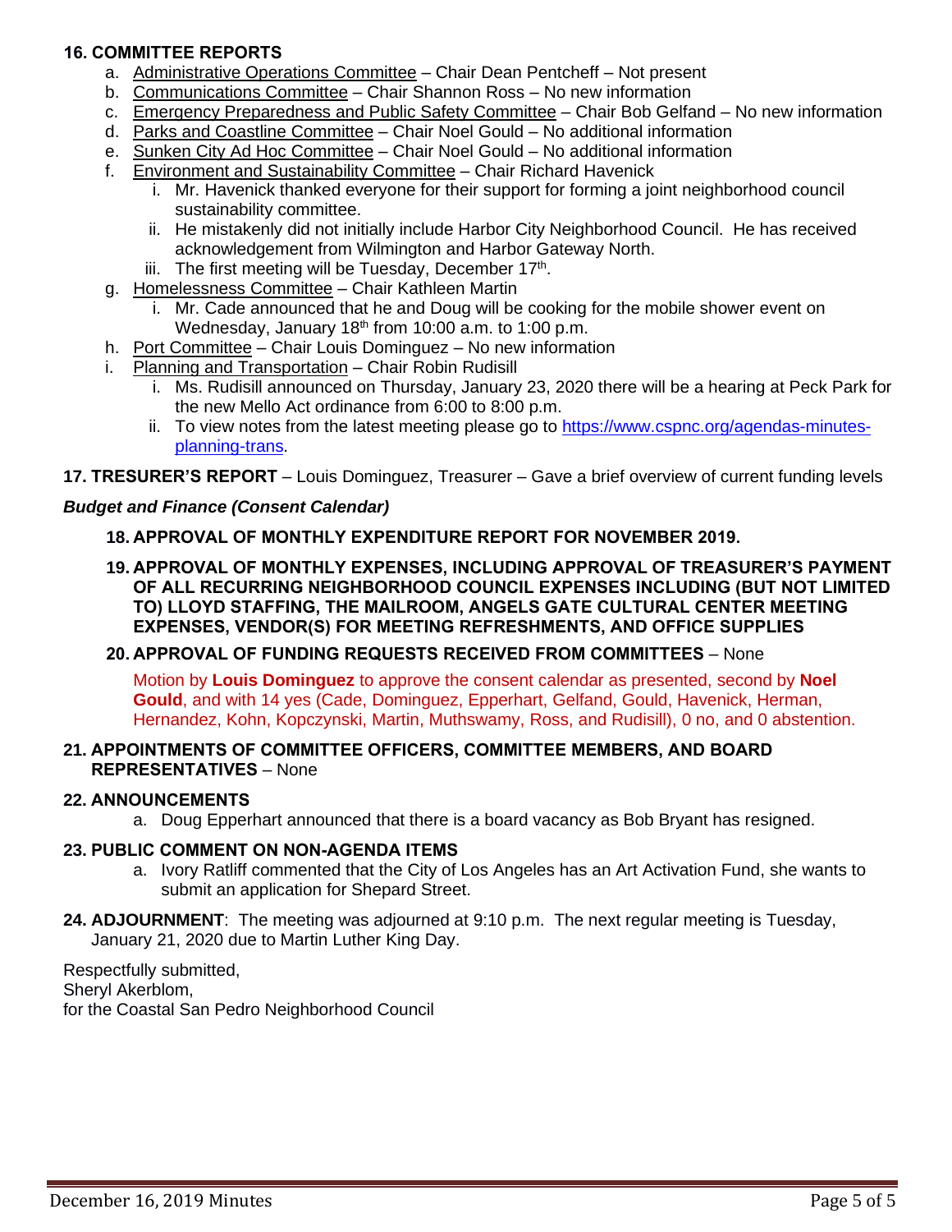**16. COMMITTEE REPORTS**

a. Administrative Operations Committee – Chair Dean Pentcheff – Not present
b. Communications Committee – Chair Shannon Ross – No new information
c. Emergency Preparedness and Public Safety Committee – Chair Bob Gelfand – No new information
d. Parks and Coastline Committee – Chair Noel Gould – No additional information
e. Sunken City Ad Hoc Committee – Chair Noel Gould – No additional information
f. Environment and Sustainability Committee – Chair Richard Havenick
   i. Mr. Havenick thanked everyone for their support for forming a joint neighborhood council sustainability committee.
   ii. He mistakenly did not initially include Harbor City Neighborhood Council. He has received acknowledgement from Wilmington and Harbor Gateway North.
   iii. The first meeting will be Tuesday, December 17th.
g. Homelessness Committee – Chair Kathleen Martin
   i. Mr. Cade announced that he and Doug will be cooking for the mobile shower event on Wednesday, January 18th from 10:00 a.m. to 1:00 p.m.
h. Port Committee – Chair Louis Dominguez – No new information
i. Planning and Transportation – Chair Robin Rudisill
   i. Ms. Rudisill announced on Thursday, January 23, 2020 there will be a hearing at Peck Park for the new Mello Act ordinance from 6:00 to 8:00 p.m.
   ii. To view notes from the latest meeting please go to https://www.cspnc.org/agendas-minutes-planning-trans.

**17. TRESURER'S REPORT** – Louis Dominguez, Treasurer – Gave a brief overview of current funding levels

***Budget and Finance (Consent Calendar)***

**18. APPROVAL OF MONTHLY EXPENDITURE REPORT FOR NOVEMBER 2019.**

**19. APPROVAL OF MONTHLY EXPENSES, INCLUDING APPROVAL OF TREASURER'S PAYMENT OF ALL RECURRING NEIGHBORHOOD COUNCIL EXPENSES INCLUDING (BUT NOT LIMITED TO) LLOYD STAFFING, THE MAILROOM, ANGELS GATE CULTURAL CENTER MEETING EXPENSES, VENDOR(S) FOR MEETING REFRESHMENTS, AND OFFICE SUPPLIES**

**20. APPROVAL OF FUNDING REQUESTS RECEIVED FROM COMMITTEES** – None

Motion by **Louis Dominguez** to approve the consent calendar as presented, second by **Noel Gould**, and with 14 yes (Cade, Dominguez, Epperhart, Gelfand, Gould, Havenick, Herman, Hernandez, Kohn, Kopczynski, Martin, Muthswamy, Ross, and Rudisill), 0 no, and 0 abstention.

**21. APPOINTMENTS OF COMMITTEE OFFICERS, COMMITTEE MEMBERS, AND BOARD REPRESENTATIVES** – None

**22. ANNOUNCEMENTS**

a. Doug Epperhart announced that there is a board vacancy as Bob Bryant has resigned.

**23. PUBLIC COMMENT ON NON-AGENDA ITEMS**

a. Ivory Ratliff commented that the City of Los Angeles has an Art Activation Fund, she wants to submit an application for Shepard Street.

**24. ADJOURNMENT**: The meeting was adjourned at 9:10 p.m. The next regular meeting is Tuesday, January 21, 2020 due to Martin Luther King Day.

Respectfully submitted,
Sheryl Akerblom,
for the Coastal San Pedro Neighborhood Council